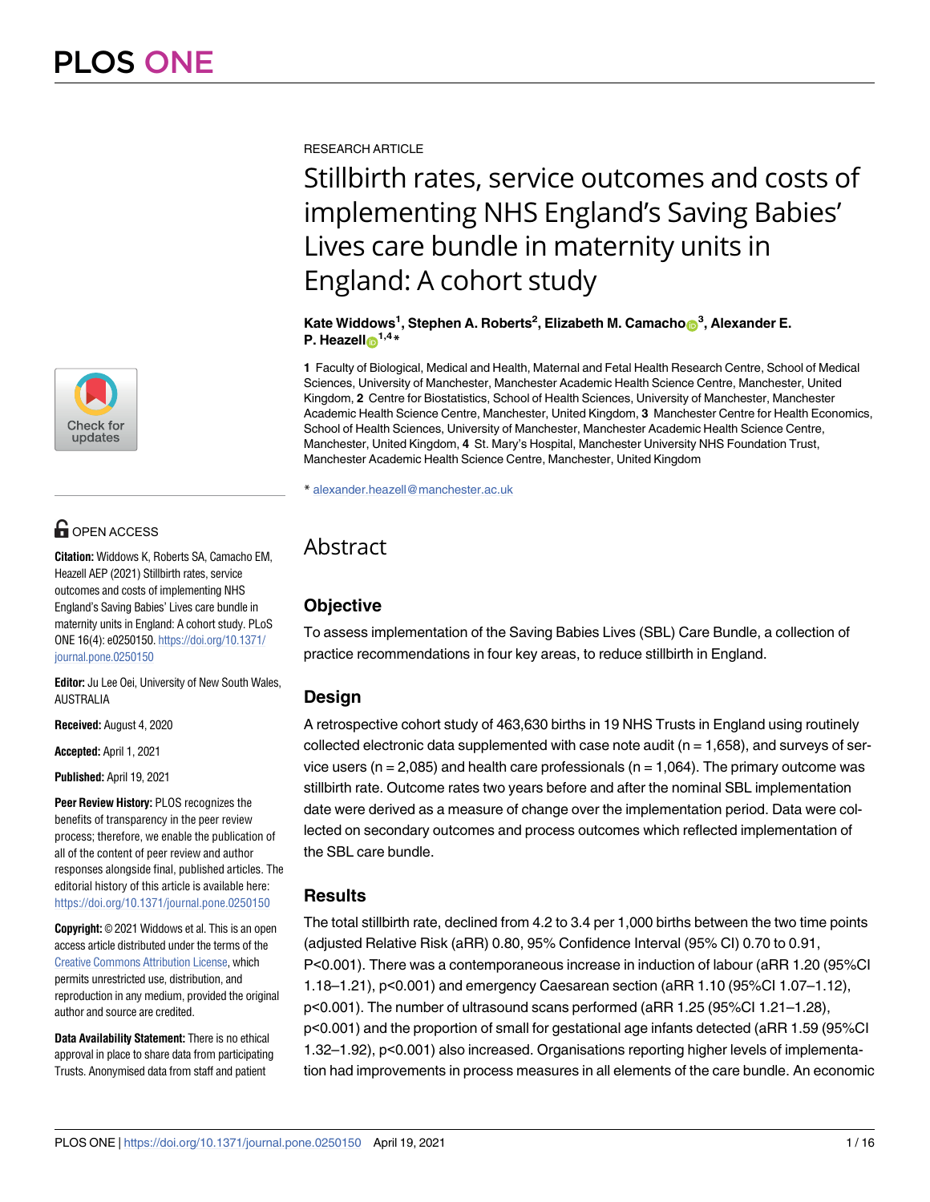RESEARCH ARTICLE

# Stillbirth rates, service outcomes and costs of implementing NHS England's Saving Babies' Lives care bundle in maternity units in England: A cohort study

**Kate Widdows[1], Stephen A. Roberts[2], Elizabeth M. Camacho[3], Alexander E. P. Heazell[1,4]***

**1** Faculty of Biological, Medical and Health, Maternal and Fetal Health Research Centre, School of Medical Sciences, University of Manchester, Manchester Academic Health Science Centre, Manchester, United Kingdom, **2** Centre for Biostatistics, School of Health Sciences, University of Manchester, Manchester Academic Health Science Centre, Manchester, United Kingdom, **3** Manchester Centre for Health Economics, School of Health Sciences, University of Manchester, Manchester Academic Health Science Centre, Manchester, United Kingdom, **4** St. Mary's Hospital, Manchester University NHS Foundation Trust, Manchester Academic Health Science Centre, Manchester, United Kingdom

* alexander.heazell@manchester.ac.uk

OPEN ACCESS

**Citation:** Widdows K, Roberts SA, Camacho EM, Heazell AEP (2021) Stillbirth rates, service outcomes and costs of implementing NHS England's Saving Babies' Lives care bundle in maternity units in England: A cohort study. PLoS ONE 16(4): e0250150. https://doi.org/10.1371/journal.pone.0250150

**Editor:** Ju Lee Oei, University of New South Wales, AUSTRALIA

**Received:** August 4, 2020

**Accepted:** April 1, 2021

**Published:** April 19, 2021

**Peer Review History:** PLOS recognizes the benefits of transparency in the peer review process; therefore, we enable the publication of all of the content of peer review and author responses alongside final, published articles. The editorial history of this article is available here: https://doi.org/10.1371/journal.pone.0250150

**Copyright:** © 2021 Widdows et al. This is an open access article distributed under the terms of the Creative Commons Attribution License, which permits unrestricted use, distribution, and reproduction in any medium, provided the original author and source are credited.

**Data Availability Statement:** There is no ethical approval in place to share data from participating Trusts. Anonymised data from staff and patient

## Abstract

### Objective

To assess implementation of the Saving Babies Lives (SBL) Care Bundle, a collection of practice recommendations in four key areas, to reduce stillbirth in England.

### Design

A retrospective cohort study of 463,630 births in 19 NHS Trusts in England using routinely collected electronic data supplemented with case note audit (n = 1,658), and surveys of service users (n = 2,085) and health care professionals (n = 1,064). The primary outcome was stillbirth rate. Outcome rates two years before and after the nominal SBL implementation date were derived as a measure of change over the implementation period. Data were collected on secondary outcomes and process outcomes which reflected implementation of the SBL care bundle.

### Results

The total stillbirth rate, declined from 4.2 to 3.4 per 1,000 births between the two time points (adjusted Relative Risk (aRR) 0.80, 95% Confidence Interval (95% CI) 0.70 to 0.91, P<0.001). There was a contemporaneous increase in induction of labour (aRR 1.20 (95%CI 1.18–1.21), p<0.001) and emergency Caesarean section (aRR 1.10 (95%CI 1.07–1.12), p<0.001). The number of ultrasound scans performed (aRR 1.25 (95%CI 1.21–1.28), p<0.001) and the proportion of small for gestational age infants detected (aRR 1.59 (95%CI 1.32–1.92), p<0.001) also increased. Organisations reporting higher levels of implementation had improvements in process measures in all elements of the care bundle. An economic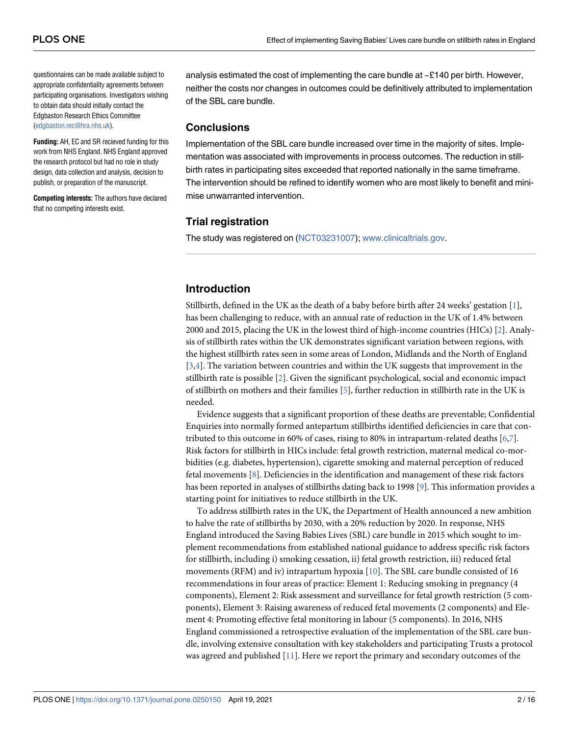questionnaires can be made available subject to appropriate confidentiality agreements between participating organisations. Investigators wishing to obtain data should initially contact the Edgbaston Research Ethics Committee (edgbaston.rec@hra.nhs.uk).

**Funding:** AH, EC and SR recieved funding for this work from NHS England. NHS England approved the research protocol but had no role in study design, data collection and analysis, decision to publish, or preparation of the manuscript.

**Competing interests:** The authors have declared that no competing interests exist.

analysis estimated the cost of implementing the care bundle at ~£140 per birth. However, neither the costs nor changes in outcomes could be definitively attributed to implementation of the SBL care bundle.

## Conclusions

Implementation of the SBL care bundle increased over time in the majority of sites. Implementation was associated with improvements in process outcomes. The reduction in stillbirth rates in participating sites exceeded that reported nationally in the same timeframe. The intervention should be refined to identify women who are most likely to benefit and minimise unwarranted intervention.

## Trial registration

The study was registered on (NCT03231007); www.clinicaltrials.gov.

## Introduction

Stillbirth, defined in the UK as the death of a baby before birth after 24 weeks' gestation [1], has been challenging to reduce, with an annual rate of reduction in the UK of 1.4% between 2000 and 2015, placing the UK in the lowest third of high-income countries (HICs) [2]. Analysis of stillbirth rates within the UK demonstrates significant variation between regions, with the highest stillbirth rates seen in some areas of London, Midlands and the North of England [3,4]. The variation between countries and within the UK suggests that improvement in the stillbirth rate is possible [2]. Given the significant psychological, social and economic impact of stillbirth on mothers and their families [5], further reduction in stillbirth rate in the UK is needed.

Evidence suggests that a significant proportion of these deaths are preventable; Confidential Enquiries into normally formed antepartum stillbirths identified deficiencies in care that contributed to this outcome in 60% of cases, rising to 80% in intrapartum-related deaths [6,7]. Risk factors for stillbirth in HICs include: fetal growth restriction, maternal medical co-morbidities (e.g. diabetes, hypertension), cigarette smoking and maternal perception of reduced fetal movements [8]. Deficiencies in the identification and management of these risk factors has been reported in analyses of stillbirths dating back to 1998 [9]. This information provides a starting point for initiatives to reduce stillbirth in the UK.

To address stillbirth rates in the UK, the Department of Health announced a new ambition to halve the rate of stillbirths by 2030, with a 20% reduction by 2020. In response, NHS England introduced the Saving Babies Lives (SBL) care bundle in 2015 which sought to implement recommendations from established national guidance to address specific risk factors for stillbirth, including i) smoking cessation, ii) fetal growth restriction, iii) reduced fetal movements (RFM) and iv) intrapartum hypoxia [10]. The SBL care bundle consisted of 16 recommendations in four areas of practice: Element 1: Reducing smoking in pregnancy (4 components), Element 2: Risk assessment and surveillance for fetal growth restriction (5 components), Element 3: Raising awareness of reduced fetal movements (2 components) and Element 4: Promoting effective fetal monitoring in labour (5 components). In 2016, NHS England commissioned a retrospective evaluation of the implementation of the SBL care bundle, involving extensive consultation with key stakeholders and participating Trusts a protocol was agreed and published [11]. Here we report the primary and secondary outcomes of the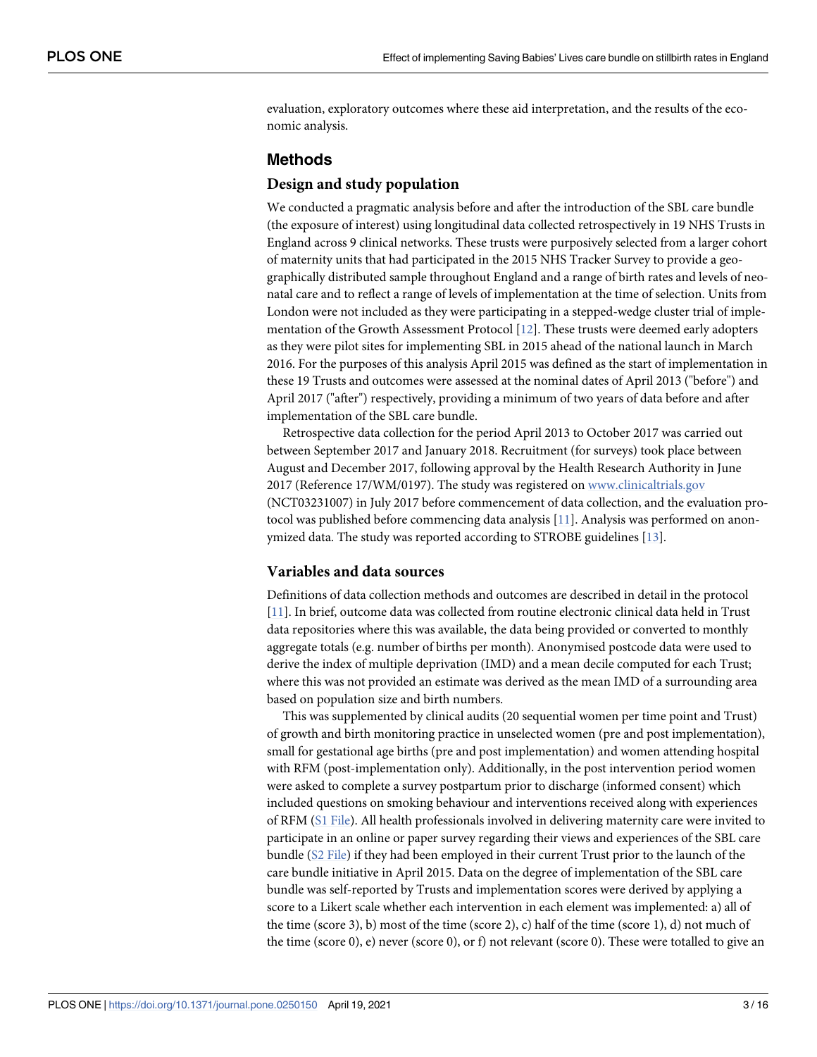evaluation, exploratory outcomes where these aid interpretation, and the results of the economic analysis.

## Methods

### Design and study population

We conducted a pragmatic analysis before and after the introduction of the SBL care bundle (the exposure of interest) using longitudinal data collected retrospectively in 19 NHS Trusts in England across 9 clinical networks. These trusts were purposively selected from a larger cohort of maternity units that had participated in the 2015 NHS Tracker Survey to provide a geographically distributed sample throughout England and a range of birth rates and levels of neonatal care and to reflect a range of levels of implementation at the time of selection. Units from London were not included as they were participating in a stepped-wedge cluster trial of implementation of the Growth Assessment Protocol [12]. These trusts were deemed early adopters as they were pilot sites for implementing SBL in 2015 ahead of the national launch in March 2016. For the purposes of this analysis April 2015 was defined as the start of implementation in these 19 Trusts and outcomes were assessed at the nominal dates of April 2013 ("before") and April 2017 ("after") respectively, providing a minimum of two years of data before and after implementation of the SBL care bundle.

Retrospective data collection for the period April 2013 to October 2017 was carried out between September 2017 and January 2018. Recruitment (for surveys) took place between August and December 2017, following approval by the Health Research Authority in June 2017 (Reference 17/WM/0197). The study was registered on www.clinicaltrials.gov (NCT03231007) in July 2017 before commencement of data collection, and the evaluation protocol was published before commencing data analysis [11]. Analysis was performed on anonymized data. The study was reported according to STROBE guidelines [13].

### Variables and data sources

Definitions of data collection methods and outcomes are described in detail in the protocol [11]. In brief, outcome data was collected from routine electronic clinical data held in Trust data repositories where this was available, the data being provided or converted to monthly aggregate totals (e.g. number of births per month). Anonymised postcode data were used to derive the index of multiple deprivation (IMD) and a mean decile computed for each Trust; where this was not provided an estimate was derived as the mean IMD of a surrounding area based on population size and birth numbers.

This was supplemented by clinical audits (20 sequential women per time point and Trust) of growth and birth monitoring practice in unselected women (pre and post implementation), small for gestational age births (pre and post implementation) and women attending hospital with RFM (post-implementation only). Additionally, in the post intervention period women were asked to complete a survey postpartum prior to discharge (informed consent) which included questions on smoking behaviour and interventions received along with experiences of RFM (S1 File). All health professionals involved in delivering maternity care were invited to participate in an online or paper survey regarding their views and experiences of the SBL care bundle (S2 File) if they had been employed in their current Trust prior to the launch of the care bundle initiative in April 2015. Data on the degree of implementation of the SBL care bundle was self-reported by Trusts and implementation scores were derived by applying a score to a Likert scale whether each intervention in each element was implemented: a) all of the time (score 3), b) most of the time (score 2), c) half of the time (score 1), d) not much of the time (score 0), e) never (score 0), or f) not relevant (score 0). These were totalled to give an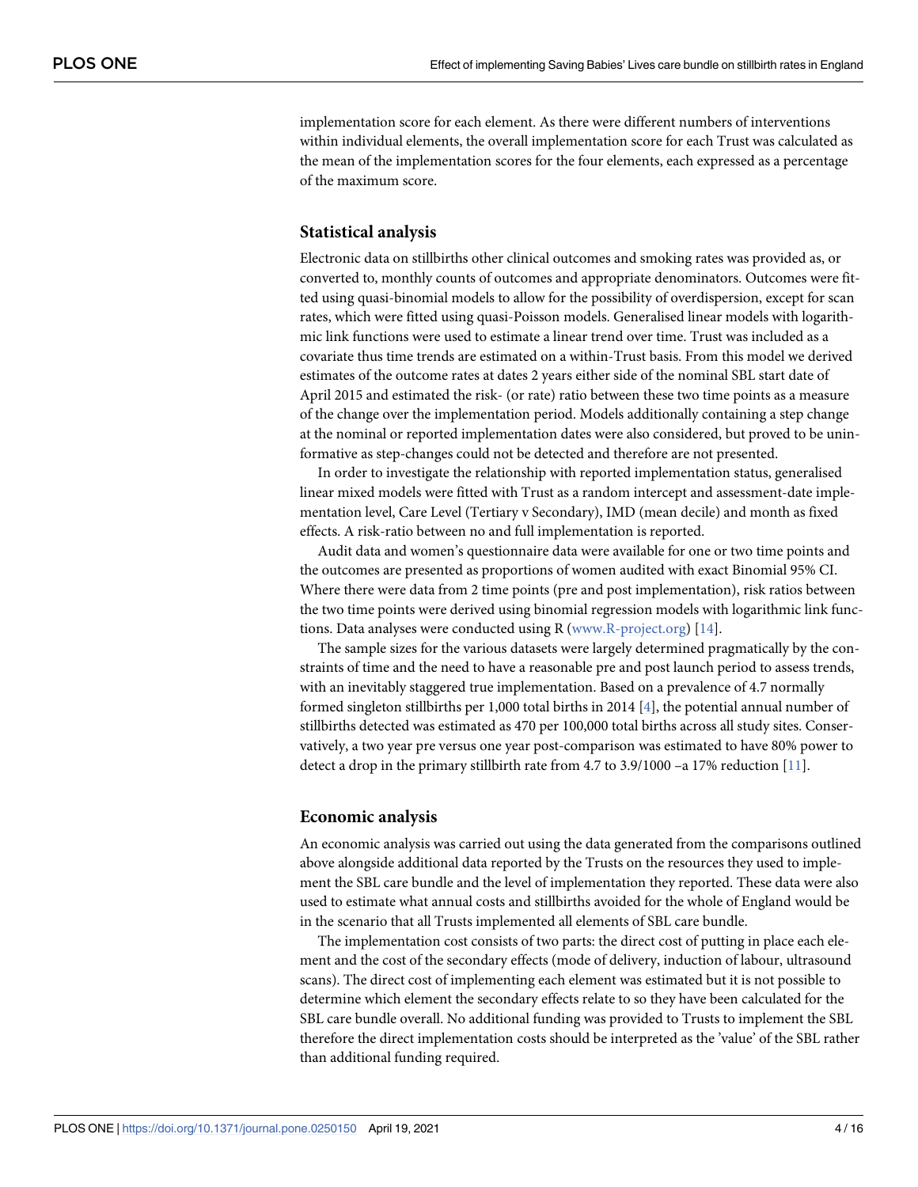implementation score for each element. As there were different numbers of interventions within individual elements, the overall implementation score for each Trust was calculated as the mean of the implementation scores for the four elements, each expressed as a percentage of the maximum score.

## Statistical analysis

Electronic data on stillbirths other clinical outcomes and smoking rates was provided as, or converted to, monthly counts of outcomes and appropriate denominators. Outcomes were fitted using quasi-binomial models to allow for the possibility of overdispersion, except for scan rates, which were fitted using quasi-Poisson models. Generalised linear models with logarithmic link functions were used to estimate a linear trend over time. Trust was included as a covariate thus time trends are estimated on a within-Trust basis. From this model we derived estimates of the outcome rates at dates 2 years either side of the nominal SBL start date of April 2015 and estimated the risk- (or rate) ratio between these two time points as a measure of the change over the implementation period. Models additionally containing a step change at the nominal or reported implementation dates were also considered, but proved to be uninformative as step-changes could not be detected and therefore are not presented.

In order to investigate the relationship with reported implementation status, generalised linear mixed models were fitted with Trust as a random intercept and assessment-date implementation level, Care Level (Tertiary v Secondary), IMD (mean decile) and month as fixed effects. A risk-ratio between no and full implementation is reported.

Audit data and women's questionnaire data were available for one or two time points and the outcomes are presented as proportions of women audited with exact Binomial 95% CI. Where there were data from 2 time points (pre and post implementation), risk ratios between the two time points were derived using binomial regression models with logarithmic link functions. Data analyses were conducted using R (www.R-project.org) [14].

The sample sizes for the various datasets were largely determined pragmatically by the constraints of time and the need to have a reasonable pre and post launch period to assess trends, with an inevitably staggered true implementation. Based on a prevalence of 4.7 normally formed singleton stillbirths per 1,000 total births in 2014 [4], the potential annual number of stillbirths detected was estimated as 470 per 100,000 total births across all study sites. Conservatively, a two year pre versus one year post-comparison was estimated to have 80% power to detect a drop in the primary stillbirth rate from 4.7 to 3.9/1000 –a 17% reduction [11].

## Economic analysis

An economic analysis was carried out using the data generated from the comparisons outlined above alongside additional data reported by the Trusts on the resources they used to implement the SBL care bundle and the level of implementation they reported. These data were also used to estimate what annual costs and stillbirths avoided for the whole of England would be in the scenario that all Trusts implemented all elements of SBL care bundle.

The implementation cost consists of two parts: the direct cost of putting in place each element and the cost of the secondary effects (mode of delivery, induction of labour, ultrasound scans). The direct cost of implementing each element was estimated but it is not possible to determine which element the secondary effects relate to so they have been calculated for the SBL care bundle overall. No additional funding was provided to Trusts to implement the SBL therefore the direct implementation costs should be interpreted as the 'value' of the SBL rather than additional funding required.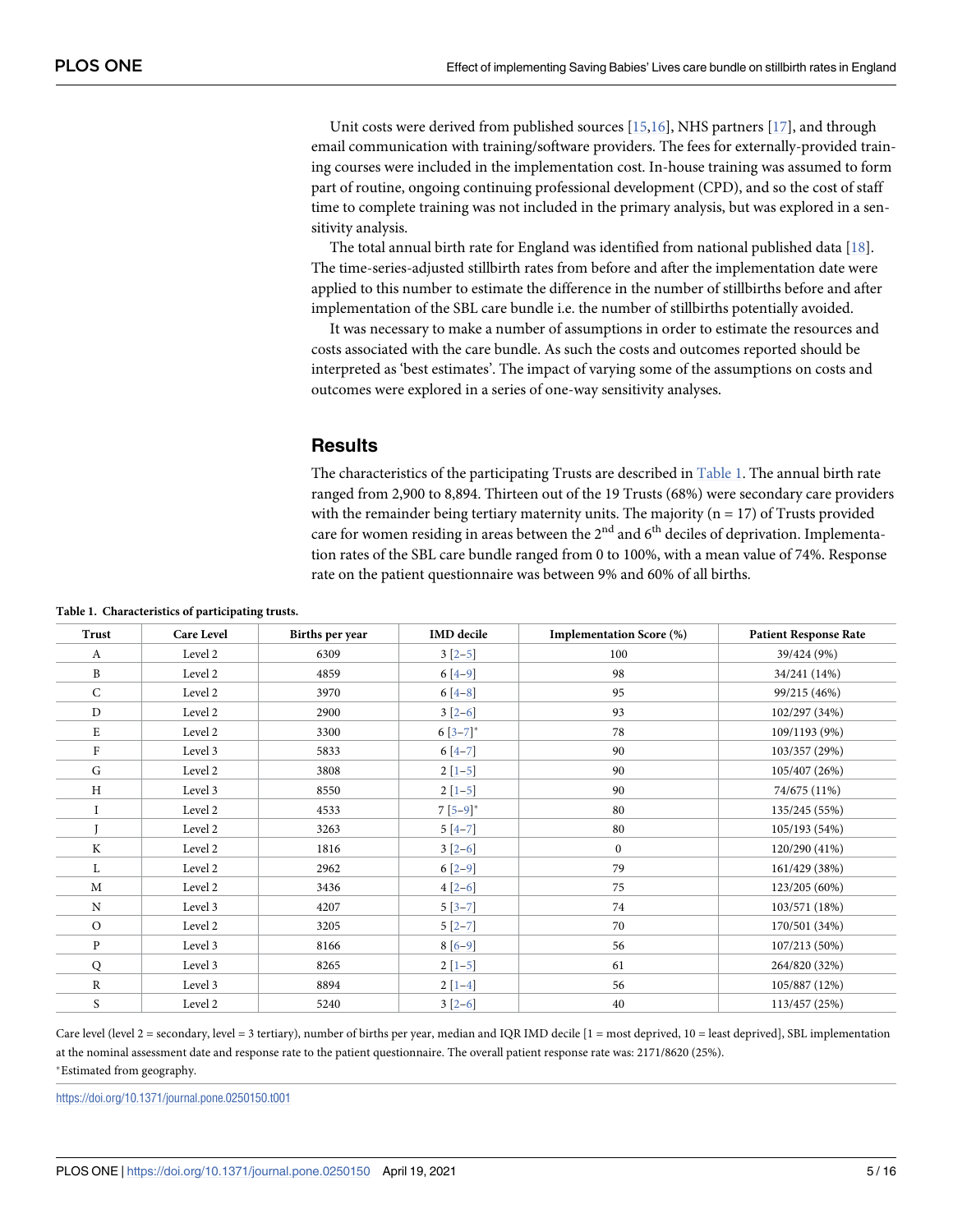Unit costs were derived from published sources [15,16], NHS partners [17], and through email communication with training/software providers. The fees for externally-provided training courses were included in the implementation cost. In-house training was assumed to form part of routine, ongoing continuing professional development (CPD), and so the cost of staff time to complete training was not included in the primary analysis, but was explored in a sensitivity analysis.

The total annual birth rate for England was identified from national published data [18]. The time-series-adjusted stillbirth rates from before and after the implementation date were applied to this number to estimate the difference in the number of stillbirths before and after implementation of the SBL care bundle i.e. the number of stillbirths potentially avoided.

It was necessary to make a number of assumptions in order to estimate the resources and costs associated with the care bundle. As such the costs and outcomes reported should be interpreted as 'best estimates'. The impact of varying some of the assumptions on costs and outcomes were explored in a series of one-way sensitivity analyses.

## Results

The characteristics of the participating Trusts are described in Table 1. The annual birth rate ranged from 2,900 to 8,894. Thirteen out of the 19 Trusts (68%) were secondary care providers with the remainder being tertiary maternity units. The majority (n = 17) of Trusts provided care for women residing in areas between the 2nd and 6th deciles of deprivation. Implementation rates of the SBL care bundle ranged from 0 to 100%, with a mean value of 74%. Response rate on the patient questionnaire was between 9% and 60% of all births.

**Table 1. Characteristics of participating trusts.**

| Trust | Care Level | Births per year | IMD decile | Implementation Score (%) | Patient Response Rate |
|---|---|---|---|---|---|
| A | Level 2 | 6309 | 3 [2–5] | 100 | 39/424 (9%) |
| B | Level 2 | 4859 | 6 [4–9] | 98 | 34/241 (14%) |
| C | Level 2 | 3970 | 6 [4–8] | 95 | 99/215 (46%) |
| D | Level 2 | 2900 | 3 [2–6] | 93 | 102/297 (34%) |
| E | Level 2 | 3300 | 6 [3–7]* | 78 | 109/1193 (9%) |
| F | Level 3 | 5833 | 6 [4–7] | 90 | 103/357 (29%) |
| G | Level 2 | 3808 | 2 [1–5] | 90 | 105/407 (26%) |
| H | Level 3 | 8550 | 2 [1–5] | 90 | 74/675 (11%) |
| I | Level 2 | 4533 | 7 [5–9]* | 80 | 135/245 (55%) |
| J | Level 2 | 3263 | 5 [4–7] | 80 | 105/193 (54%) |
| K | Level 2 | 1816 | 3 [2–6] | 0 | 120/290 (41%) |
| L | Level 2 | 2962 | 6 [2–9] | 79 | 161/429 (38%) |
| M | Level 2 | 3436 | 4 [2–6] | 75 | 123/205 (60%) |
| N | Level 3 | 4207 | 5 [3–7] | 74 | 103/571 (18%) |
| O | Level 2 | 3205 | 5 [2–7] | 70 | 170/501 (34%) |
| P | Level 3 | 8166 | 8 [6–9] | 56 | 107/213 (50%) |
| Q | Level 3 | 8265 | 2 [1–5] | 61 | 264/820 (32%) |
| R | Level 3 | 8894 | 2 [1–4] | 56 | 105/887 (12%) |
| S | Level 2 | 5240 | 3 [2–6] | 40 | 113/457 (25%) |

Care level (level 2 = secondary, level = 3 tertiary), number of births per year, median and IQR IMD decile [1 = most deprived, 10 = least deprived], SBL implementation at the nominal assessment date and response rate to the patient questionnaire. The overall patient response rate was: 2171/8620 (25%).
*Estimated from geography.

https://doi.org/10.1371/journal.pone.0250150.t001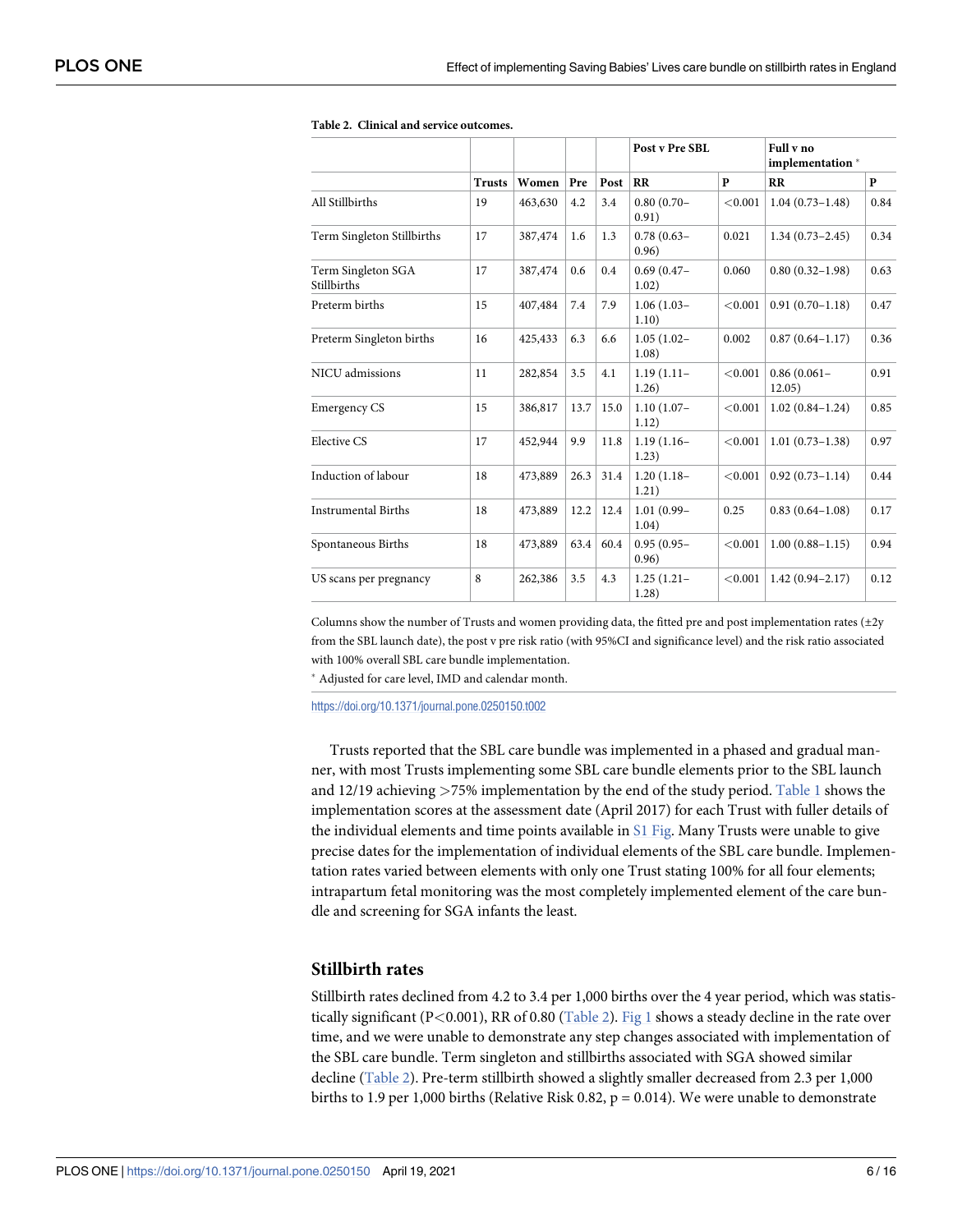**Table 2. Clinical and service outcomes.**

| | | | | | Post v Pre SBL | | Full v no implementation * | |
|---|---|---|---|---|---|---|---|---|
| | Trusts | Women | Pre | Post | RR | P | RR | P |
| All Stillbirths | 19 | 463,630 | 4.2 | 3.4 | 0.80 (0.70–0.91) | <0.001 | 1.04 (0.73–1.48) | 0.84 |
| Term Singleton Stillbirths | 17 | 387,474 | 1.6 | 1.3 | 0.78 (0.63–0.96) | 0.021 | 1.34 (0.73–2.45) | 0.34 |
| Term Singleton SGA Stillbirths | 17 | 387,474 | 0.6 | 0.4 | 0.69 (0.47–1.02) | 0.060 | 0.80 (0.32–1.98) | 0.63 |
| Preterm births | 15 | 407,484 | 7.4 | 7.9 | 1.06 (1.03–1.10) | <0.001 | 0.91 (0.70–1.18) | 0.47 |
| Preterm Singleton births | 16 | 425,433 | 6.3 | 6.6 | 1.05 (1.02–1.08) | 0.002 | 0.87 (0.64–1.17) | 0.36 |
| NICU admissions | 11 | 282,854 | 3.5 | 4.1 | 1.19 (1.11–1.26) | <0.001 | 0.86 (0.061–12.05) | 0.91 |
| Emergency CS | 15 | 386,817 | 13.7 | 15.0 | 1.10 (1.07–1.12) | <0.001 | 1.02 (0.84–1.24) | 0.85 |
| Elective CS | 17 | 452,944 | 9.9 | 11.8 | 1.19 (1.16–1.23) | <0.001 | 1.01 (0.73–1.38) | 0.97 |
| Induction of labour | 18 | 473,889 | 26.3 | 31.4 | 1.20 (1.18–1.21) | <0.001 | 0.92 (0.73–1.14) | 0.44 |
| Instrumental Births | 18 | 473,889 | 12.2 | 12.4 | 1.01 (0.99–1.04) | 0.25 | 0.83 (0.64–1.08) | 0.17 |
| Spontaneous Births | 18 | 473,889 | 63.4 | 60.4 | 0.95 (0.95–0.96) | <0.001 | 1.00 (0.88–1.15) | 0.94 |
| US scans per pregnancy | 8 | 262,386 | 3.5 | 4.3 | 1.25 (1.21–1.28) | <0.001 | 1.42 (0.94–2.17) | 0.12 |

Columns show the number of Trusts and women providing data, the fitted pre and post implementation rates (±2y from the SBL launch date), the post v pre risk ratio (with 95%CI and significance level) and the risk ratio associated with 100% overall SBL care bundle implementation.

* Adjusted for care level, IMD and calendar month.

https://doi.org/10.1371/journal.pone.0250150.t002

Trusts reported that the SBL care bundle was implemented in a phased and gradual manner, with most Trusts implementing some SBL care bundle elements prior to the SBL launch and 12/19 achieving >75% implementation by the end of the study period. Table 1 shows the implementation scores at the assessment date (April 2017) for each Trust with fuller details of the individual elements and time points available in S1 Fig. Many Trusts were unable to give precise dates for the implementation of individual elements of the SBL care bundle. Implementation rates varied between elements with only one Trust stating 100% for all four elements; intrapartum fetal monitoring was the most completely implemented element of the care bundle and screening for SGA infants the least.

## Stillbirth rates

Stillbirth rates declined from 4.2 to 3.4 per 1,000 births over the 4 year period, which was statistically significant ($P<0.001$), RR of 0.80 (Table 2). Fig 1 shows a steady decline in the rate over time, and we were unable to demonstrate any step changes associated with implementation of the SBL care bundle. Term singleton and stillbirths associated with SGA showed similar decline (Table 2). Pre-term stillbirth showed a slightly smaller decreased from 2.3 per 1,000 births to 1.9 per 1,000 births (Relative Risk 0.82, $p = 0.014$). We were unable to demonstrate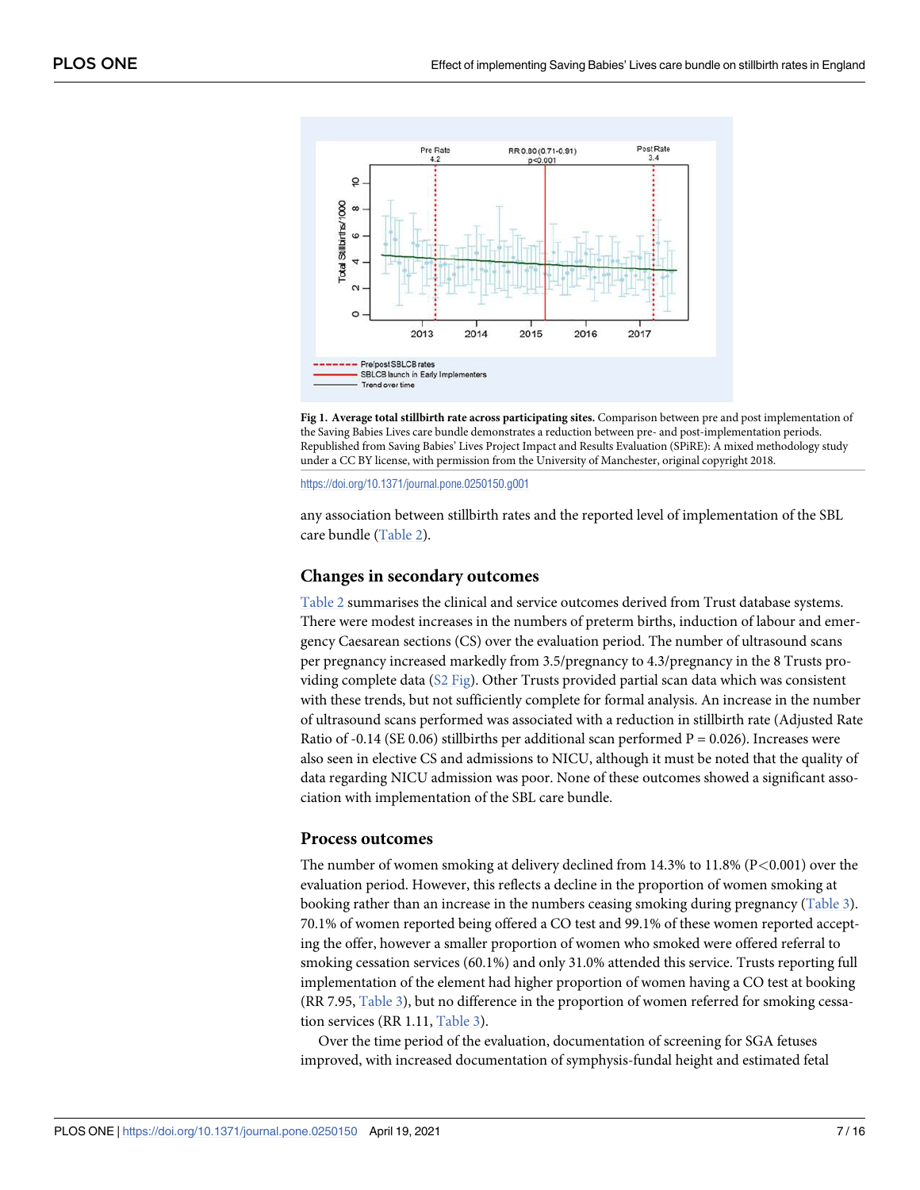**Fig 1. Average total stillbirth rate across participating sites.** Comparison between pre and post implementation of the Saving Babies Lives care bundle demonstrates a reduction between pre- and post-implementation periods. Republished from Saving Babies' Lives Project Impact and Results Evaluation (SPiRE): A mixed methodology study under a CC BY license, with permission from the University of Manchester, original copyright 2018.

https://doi.org/10.1371/journal.pone.0250150.g001

any association between stillbirth rates and the reported level of implementation of the SBL care bundle (Table 2).

### Changes in secondary outcomes

Table 2 summarises the clinical and service outcomes derived from Trust database systems. There were modest increases in the numbers of preterm births, induction of labour and emergency Caesarean sections (CS) over the evaluation period. The number of ultrasound scans per pregnancy increased markedly from 3.5/pregnancy to 4.3/pregnancy in the 8 Trusts providing complete data (S2 Fig). Other Trusts provided partial scan data which was consistent with these trends, but not sufficiently complete for formal analysis. An increase in the number of ultrasound scans performed was associated with a reduction in stillbirth rate (Adjusted Rate Ratio of -0.14 (SE 0.06) stillbirths per additional scan performed $P = 0.026$). Increases were also seen in elective CS and admissions to NICU, although it must be noted that the quality of data regarding NICU admission was poor. None of these outcomes showed a significant association with implementation of the SBL care bundle.

### Process outcomes

The number of women smoking at delivery declined from 14.3% to 11.8% ($P<0.001$) over the evaluation period. However, this reflects a decline in the proportion of women smoking at booking rather than an increase in the numbers ceasing smoking during pregnancy (Table 3). 70.1% of women reported being offered a CO test and 99.1% of these women reported accepting the offer, however a smaller proportion of women who smoked were offered referral to smoking cessation services (60.1%) and only 31.0% attended this service. Trusts reporting full implementation of the element had higher proportion of women having a CO test at booking (RR 7.95, Table 3), but no difference in the proportion of women referred for smoking cessation services (RR 1.11, Table 3).

Over the time period of the evaluation, documentation of screening for SGA fetuses improved, with increased documentation of symphysis-fundal height and estimated fetal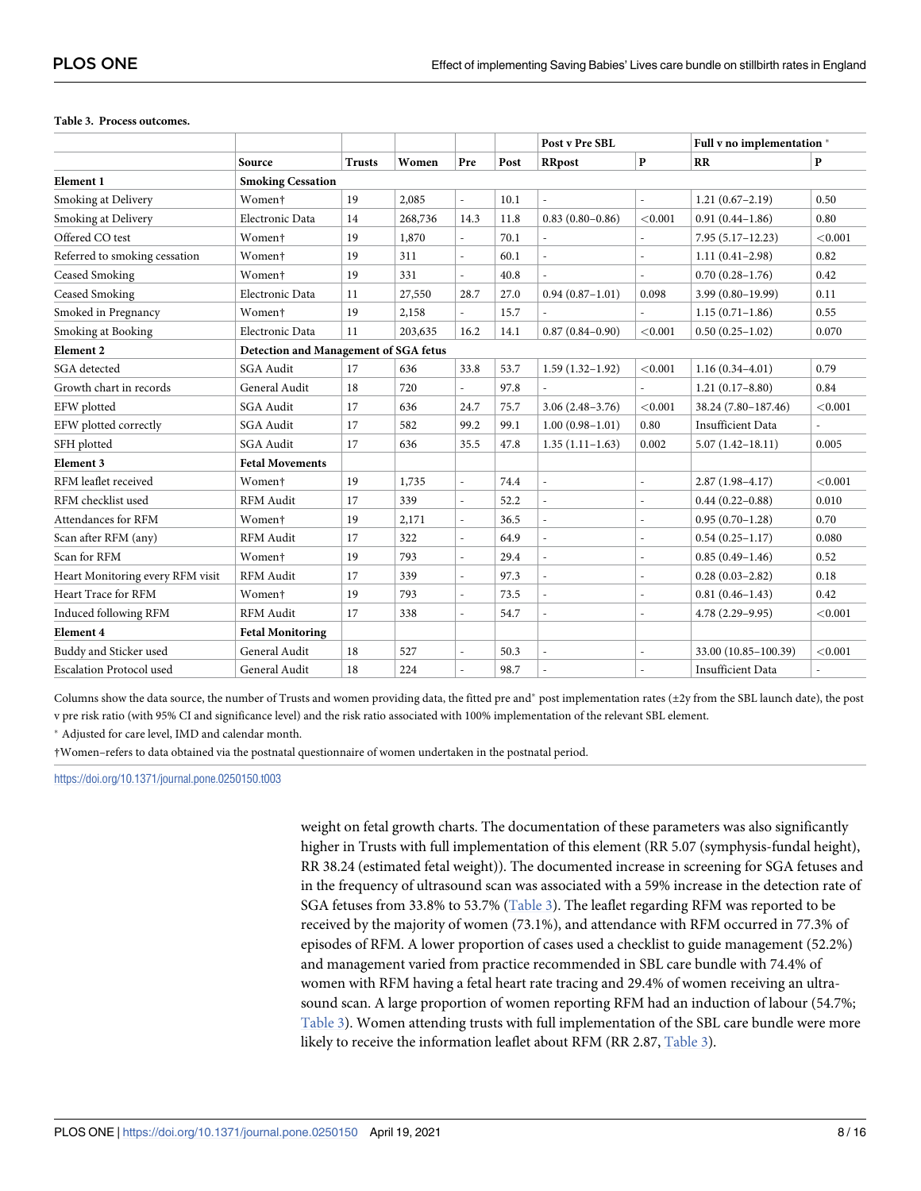**Table 3. Process outcomes.**

| | Source | Trusts | Women | Pre | Post | Post v Pre SBL | | Full v no implementation * | |
|---|---|---|---|---|---|---|---|---|---|
| | | | | | | RRpost | P | RR | P |
| **Element 1** | **Smoking Cessation** | | | | | | | | |
| Smoking at Delivery | Women† | 19 | 2,085 | - | 10.1 | - | - | 1.21 (0.67–2.19) | 0.50 |
| Smoking at Delivery | Electronic Data | 14 | 268,736 | 14.3 | 11.8 | 0.83 (0.80–0.86) | <0.001 | 0.91 (0.44–1.86) | 0.80 |
| Offered CO test | Women† | 19 | 1,870 | - | 70.1 | - | - | 7.95 (5.17–12.23) | <0.001 |
| Referred to smoking cessation | Women† | 19 | 311 | - | 60.1 | - | - | 1.11 (0.41–2.98) | 0.82 |
| Ceased Smoking | Women† | 19 | 331 | - | 40.8 | - | - | 0.70 (0.28–1.76) | 0.42 |
| Ceased Smoking | Electronic Data | 11 | 27,550 | 28.7 | 27.0 | 0.94 (0.87–1.01) | 0.098 | 3.99 (0.80–19.99) | 0.11 |
| Smoked in Pregnancy | Women† | 19 | 2,158 | - | 15.7 | - | - | 1.15 (0.71–1.86) | 0.55 |
| Smoking at Booking | Electronic Data | 11 | 203,635 | 16.2 | 14.1 | 0.87 (0.84–0.90) | <0.001 | 0.50 (0.25–1.02) | 0.070 |
| **Element 2** | **Detection and Management of SGA fetus** | | | | | | | | |
| SGA detected | SGA Audit | 17 | 636 | 33.8 | 53.7 | 1.59 (1.32–1.92) | <0.001 | 1.16 (0.34–4.01) | 0.79 |
| Growth chart in records | General Audit | 18 | 720 | - | 97.8 | - | - | 1.21 (0.17–8.80) | 0.84 |
| EFW plotted | SGA Audit | 17 | 636 | 24.7 | 75.7 | 3.06 (2.48–3.76) | <0.001 | 38.24 (7.80–187.46) | <0.001 |
| EFW plotted correctly | SGA Audit | 17 | 582 | 99.2 | 99.1 | 1.00 (0.98–1.01) | 0.80 | Insufficient Data | - |
| SFH plotted | SGA Audit | 17 | 636 | 35.5 | 47.8 | 1.35 (1.11–1.63) | 0.002 | 5.07 (1.42–18.11) | 0.005 |
| **Element 3** | **Fetal Movements** | | | | | | | | |
| RFM leaflet received | Women† | 19 | 1,735 | - | 74.4 | - | - | 2.87 (1.98–4.17) | <0.001 |
| RFM checklist used | RFM Audit | 17 | 339 | - | 52.2 | - | - | 0.44 (0.22–0.88) | 0.010 |
| Attendances for RFM | Women† | 19 | 2,171 | - | 36.5 | - | - | 0.95 (0.70–1.28) | 0.70 |
| Scan after RFM (any) | RFM Audit | 17 | 322 | - | 64.9 | - | - | 0.54 (0.25–1.17) | 0.080 |
| Scan for RFM | Women† | 19 | 793 | - | 29.4 | - | - | 0.85 (0.49–1.46) | 0.52 |
| Heart Monitoring every RFM visit | RFM Audit | 17 | 339 | - | 97.3 | - | - | 0.28 (0.03–2.82) | 0.18 |
| Heart Trace for RFM | Women† | 19 | 793 | - | 73.5 | - | - | 0.81 (0.46–1.43) | 0.42 |
| Induced following RFM | RFM Audit | 17 | 338 | - | 54.7 | - | - | 4.78 (2.29–9.95) | <0.001 |
| **Element 4** | **Fetal Monitoring** | | | | | | | | |
| Buddy and Sticker used | General Audit | 18 | 527 | - | 50.3 | - | - | 33.00 (10.85–100.39) | <0.001 |
| Escalation Protocol used | General Audit | 18 | 224 | - | 98.7 | - | - | Insufficient Data | - |

Columns show the data source, the number of Trusts and women providing data, the fitted pre and* post implementation rates (±2y from the SBL launch date), the post v pre risk ratio (with 95% CI and significance level) and the risk ratio associated with 100% implementation of the relevant SBL element.

* Adjusted for care level, IMD and calendar month.

†Women–refers to data obtained via the postnatal questionnaire of women undertaken in the postnatal period.

https://doi.org/10.1371/journal.pone.0250150.t003

weight on fetal growth charts. The documentation of these parameters was also significantly higher in Trusts with full implementation of this element (RR 5.07 (symphysis-fundal height), RR 38.24 (estimated fetal weight)). The documented increase in screening for SGA fetuses and in the frequency of ultrasound scan was associated with a 59% increase in the detection rate of SGA fetuses from 33.8% to 53.7% (Table 3). The leaflet regarding RFM was reported to be received by the majority of women (73.1%), and attendance with RFM occurred in 77.3% of episodes of RFM. A lower proportion of cases used a checklist to guide management (52.2%) and management varied from practice recommended in SBL care bundle with 74.4% of women with RFM having a fetal heart rate tracing and 29.4% of women receiving an ultrasound scan. A large proportion of women reporting RFM had an induction of labour (54.7%; Table 3). Women attending trusts with full implementation of the SBL care bundle were more likely to receive the information leaflet about RFM (RR 2.87, Table 3).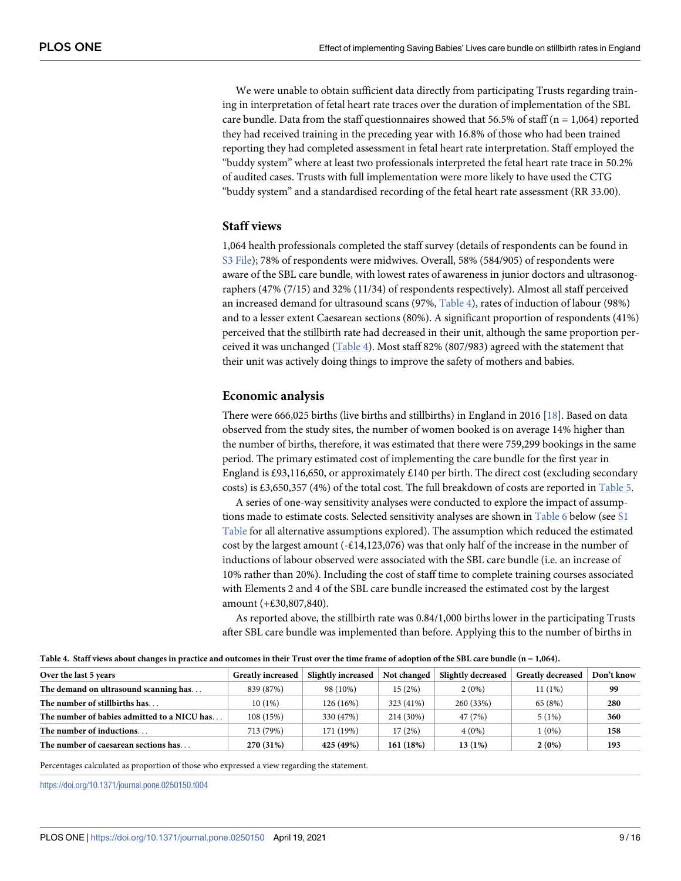We were unable to obtain sufficient data directly from participating Trusts regarding training in interpretation of fetal heart rate traces over the duration of implementation of the SBL care bundle. Data from the staff questionnaires showed that 56.5% of staff (n = 1,064) reported they had received training in the preceding year with 16.8% of those who had been trained reporting they had completed assessment in fetal heart rate interpretation. Staff employed the "buddy system" where at least two professionals interpreted the fetal heart rate trace in 50.2% of audited cases. Trusts with full implementation were more likely to have used the CTG "buddy system" and a standardised recording of the fetal heart rate assessment (RR 33.00).

### Staff views

1,064 health professionals completed the staff survey (details of respondents can be found in S3 File); 78% of respondents were midwives. Overall, 58% (584/905) of respondents were aware of the SBL care bundle, with lowest rates of awareness in junior doctors and ultrasonographers (47% (7/15) and 32% (11/34) of respondents respectively). Almost all staff perceived an increased demand for ultrasound scans (97%, Table 4), rates of induction of labour (98%) and to a lesser extent Caesarean sections (80%). A significant proportion of respondents (41%) perceived that the stillbirth rate had decreased in their unit, although the same proportion perceived it was unchanged (Table 4). Most staff 82% (807/983) agreed with the statement that their unit was actively doing things to improve the safety of mothers and babies.

### Economic analysis

There were 666,025 births (live births and stillbirths) in England in 2016 [18]. Based on data observed from the study sites, the number of women booked is on average 14% higher than the number of births, therefore, it was estimated that there were 759,299 bookings in the same period. The primary estimated cost of implementing the care bundle for the first year in England is £93,116,650, or approximately £140 per birth. The direct cost (excluding secondary costs) is £3,650,357 (4%) of the total cost. The full breakdown of costs are reported in Table 5.

A series of one-way sensitivity analyses were conducted to explore the impact of assumptions made to estimate costs. Selected sensitivity analyses are shown in Table 6 below (see S1 Table for all alternative assumptions explored). The assumption which reduced the estimated cost by the largest amount (-£14,123,076) was that only half of the increase in the number of inductions of labour observed were associated with the SBL care bundle (i.e. an increase of 10% rather than 20%). Including the cost of staff time to complete training courses associated with Elements 2 and 4 of the SBL care bundle increased the estimated cost by the largest amount (+£30,807,840).

As reported above, the stillbirth rate was 0.84/1,000 births lower in the participating Trusts after SBL care bundle was implemented than before. Applying this to the number of births in

**Table 4. Staff views about changes in practice and outcomes in their Trust over the time frame of adoption of the SBL care bundle (n = 1,064).**

| Over the last 5 years | Greatly increased | Slightly increased | Not changed | Slightly decreased | Greatly decreased | Don't know |
|---|---|---|---|---|---|---|
| **The demand on ultrasound scanning has. . .** | 839 (87%) | 98 (10%) | 15 (2%) | 2 (0%) | 11 (1%) | **99** |
| **The number of stillbirths has. . .** | 10 (1%) | 126 (16%) | 323 (41%) | 260 (33%) | 65 (8%) | **280** |
| **The number of babies admitted to a NICU has. . .** | 108 (15%) | 330 (47%) | 214 (30%) | 47 (7%) | 5 (1%) | **360** |
| **The number of inductions. . .** | 713 (79%) | 171 (19%) | 17 (2%) | 4 (0%) | 1 (0%) | **158** |
| **The number of caesarean sections has. . .** | **270 (31%)** | **425 (49%)** | **161 (18%)** | **13 (1%)** | **2 (0%)** | **193** |

Percentages calculated as proportion of those who expressed a view regarding the statement.

https://doi.org/10.1371/journal.pone.0250150.t004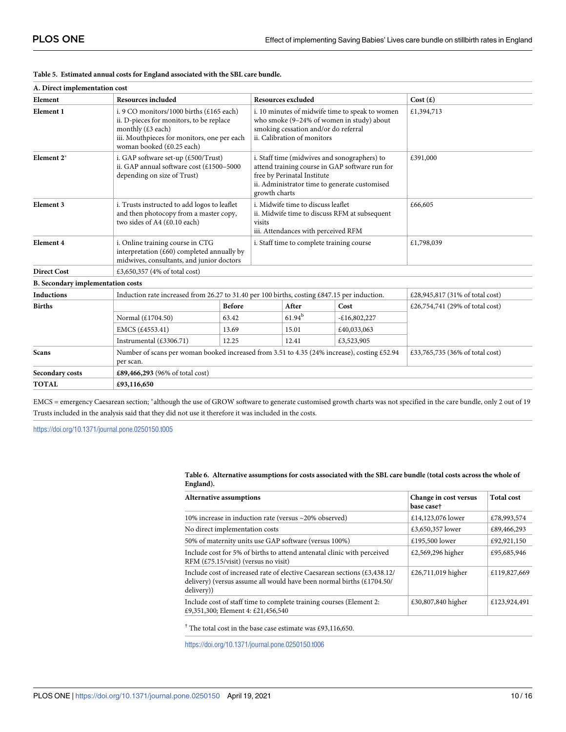**Table 5. Estimated annual costs for England associated with the SBL care bundle.**

| A. Direct implementation cost | | | | |
|---|---|---|---|---|
| **Element** | **Resources included** | | **Resources excluded** | **Cost (£)** |
| **Element 1** | i. 9 CO monitors/1000 births (£165 each)<br>ii. D-pieces for monitors, to be replace monthly (£3 each)<br>iii. Mouthpieces for monitors, one per each woman booked (£0.25 each) | | i. 10 minutes of midwife time to speak to women who smoke (9–24% of women in study) about smoking cessation and/or do referral<br>ii. Calibration of monitors | £1,394,713 |
| **Element 2*** | i. GAP software set-up (£500/Trust)<br>ii. GAP annual software cost (£1500–5000 depending on size of Trust) | | i. Staff time (midwives and sonographers) to attend training course in GAP software run for free by Perinatal Institute<br>ii. Administrator time to generate customised growth charts | £391,000 |
| **Element 3** | i. Trusts instructed to add logos to leaflet and then photocopy from a master copy, two sides of A4 (£0.10 each) | | i. Midwife time to discuss leaflet<br>ii. Midwife time to discuss RFM at subsequent visits<br>iii. Attendances with perceived RFM | £66,605 |
| **Element 4** | i. Online training course in CTG interpretation (£60) completed annually by midwives, consultants, and junior doctors | | i. Staff time to complete training course | £1,798,039 |
| **Direct Cost** | £3,650,357 (4% of total cost) | | | |
| **B. Secondary implementation costs** | | | | |
| **Inductions** | Induction rate increased from 26.27 to 31.40 per 100 births, costing £847.15 per induction. | | | £28,945,817 (31% of total cost) |
| **Births** | | **Before** | **After** / **Cost** | £26,754,741 (29% of total cost) |
| | Normal (£1704.50) | 63.42 | 61.94[b] / -£16,802,227 | |
| | EMCS (£4553.41) | 13.69 | 15.01 / £40,033,063 | |
| | Instrumental (£3306.71) | 12.25 | 12.41 / £3,523,905 | |
| **Scans** | Number of scans per woman booked increased from 3.51 to 4.35 (24% increase), costing £52.94 per scan. | | | £33,765,735 (36% of total cost) |
| **Secondary costs** | **£89,466,293** (96% of total cost) | | | |
| **TOTAL** | **£93,116,650** | | | |

EMCS = emergency Caesarean section; *although the use of GROW software to generate customised growth charts was not specified in the care bundle, only 2 out of 19 Trusts included in the analysis said that they did not use it therefore it was included in the costs.

https://doi.org/10.1371/journal.pone.0250150.t005

**Table 6. Alternative assumptions for costs associated with the SBL care bundle (total costs across the whole of England).**

| Alternative assumptions | Change in cost versus base case† | Total cost |
|---|---|---|
| 10% increase in induction rate (versus ~20% observed) | £14,123,076 lower | £78,993,574 |
| No direct implementation costs | £3,650,357 lower | £89,466,293 |
| 50% of maternity units use GAP software (versus 100%) | £195,500 lower | £92,921,150 |
| Include cost for 5% of births to attend antenatal clinic with perceived RFM (£75.15/visit) (versus no visit) | £2,569,296 higher | £95,685,946 |
| Include cost of increased rate of elective Caesarean sections (£3,438.12/delivery) (versus assume all would have been normal births (£1704.50/delivery)) | £26,711,019 higher | £119,827,669 |
| Include cost of staff time to complete training courses (Element 2: £9,351,300; Element 4: £21,456,540 | £30,807,840 higher | £123,924,491 |

† The total cost in the base case estimate was £93,116,650.

https://doi.org/10.1371/journal.pone.0250150.t006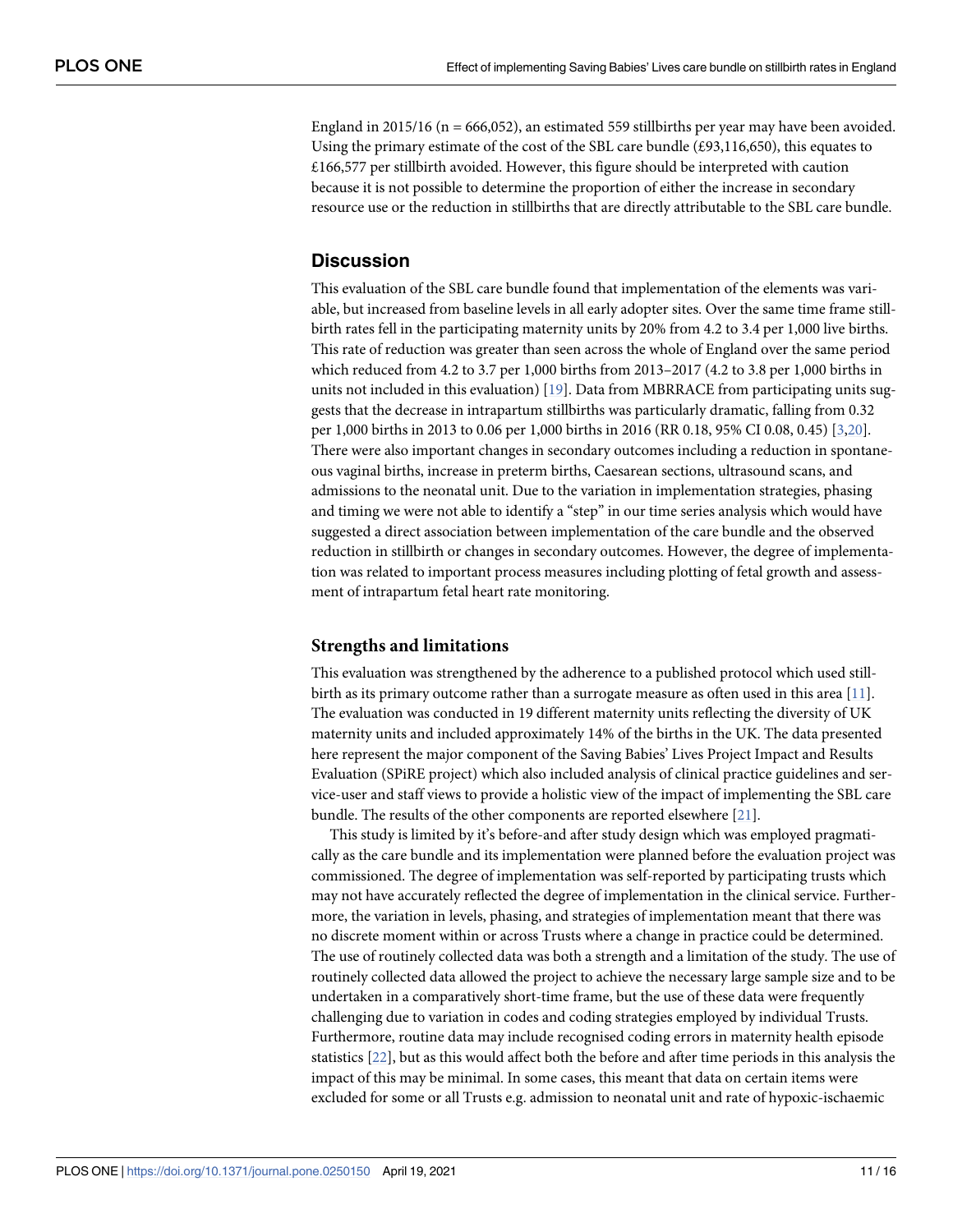England in 2015/16 (n = 666,052), an estimated 559 stillbirths per year may have been avoided. Using the primary estimate of the cost of the SBL care bundle (£93,116,650), this equates to £166,577 per stillbirth avoided. However, this figure should be interpreted with caution because it is not possible to determine the proportion of either the increase in secondary resource use or the reduction in stillbirths that are directly attributable to the SBL care bundle.

## Discussion

This evaluation of the SBL care bundle found that implementation of the elements was variable, but increased from baseline levels in all early adopter sites. Over the same time frame stillbirth rates fell in the participating maternity units by 20% from 4.2 to 3.4 per 1,000 live births. This rate of reduction was greater than seen across the whole of England over the same period which reduced from 4.2 to 3.7 per 1,000 births from 2013–2017 (4.2 to 3.8 per 1,000 births in units not included in this evaluation) [19]. Data from MBRRACE from participating units suggests that the decrease in intrapartum stillbirths was particularly dramatic, falling from 0.32 per 1,000 births in 2013 to 0.06 per 1,000 births in 2016 (RR 0.18, 95% CI 0.08, 0.45) [3,20]. There were also important changes in secondary outcomes including a reduction in spontaneous vaginal births, increase in preterm births, Caesarean sections, ultrasound scans, and admissions to the neonatal unit. Due to the variation in implementation strategies, phasing and timing we were not able to identify a "step" in our time series analysis which would have suggested a direct association between implementation of the care bundle and the observed reduction in stillbirth or changes in secondary outcomes. However, the degree of implementation was related to important process measures including plotting of fetal growth and assessment of intrapartum fetal heart rate monitoring.

### Strengths and limitations

This evaluation was strengthened by the adherence to a published protocol which used stillbirth as its primary outcome rather than a surrogate measure as often used in this area [11]. The evaluation was conducted in 19 different maternity units reflecting the diversity of UK maternity units and included approximately 14% of the births in the UK. The data presented here represent the major component of the Saving Babies' Lives Project Impact and Results Evaluation (SPiRE project) which also included analysis of clinical practice guidelines and service-user and staff views to provide a holistic view of the impact of implementing the SBL care bundle. The results of the other components are reported elsewhere [21].

This study is limited by it's before-and after study design which was employed pragmatically as the care bundle and its implementation were planned before the evaluation project was commissioned. The degree of implementation was self-reported by participating trusts which may not have accurately reflected the degree of implementation in the clinical service. Furthermore, the variation in levels, phasing, and strategies of implementation meant that there was no discrete moment within or across Trusts where a change in practice could be determined. The use of routinely collected data was both a strength and a limitation of the study. The use of routinely collected data allowed the project to achieve the necessary large sample size and to be undertaken in a comparatively short-time frame, but the use of these data were frequently challenging due to variation in codes and coding strategies employed by individual Trusts. Furthermore, routine data may include recognised coding errors in maternity health episode statistics [22], but as this would affect both the before and after time periods in this analysis the impact of this may be minimal. In some cases, this meant that data on certain items were excluded for some or all Trusts e.g. admission to neonatal unit and rate of hypoxic-ischaemic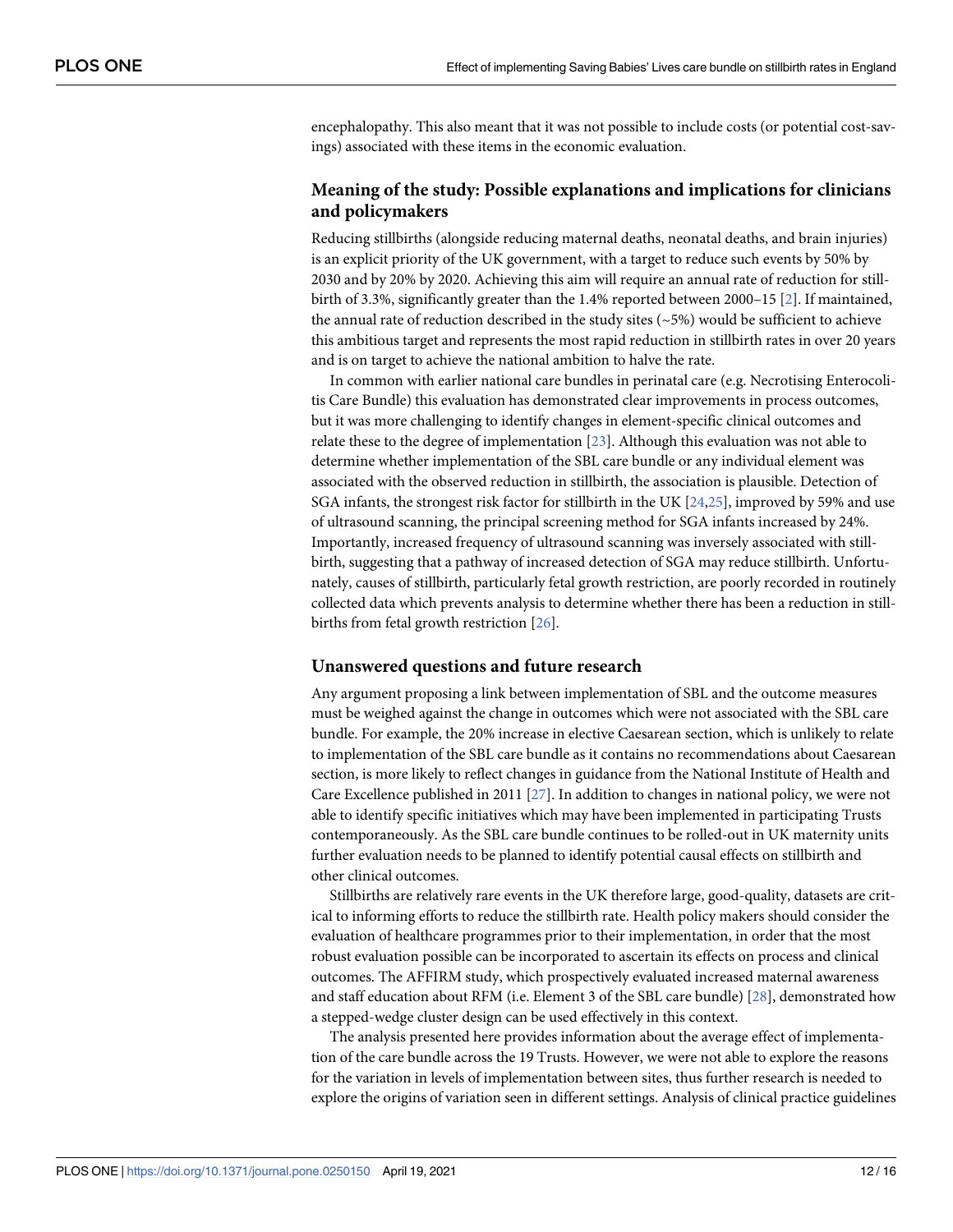encephalopathy. This also meant that it was not possible to include costs (or potential cost-savings) associated with these items in the economic evaluation.

## Meaning of the study: Possible explanations and implications for clinicians and policymakers

Reducing stillbirths (alongside reducing maternal deaths, neonatal deaths, and brain injuries) is an explicit priority of the UK government, with a target to reduce such events by 50% by 2030 and by 20% by 2020. Achieving this aim will require an annual rate of reduction for stillbirth of 3.3%, significantly greater than the 1.4% reported between 2000–15 [2]. If maintained, the annual rate of reduction described in the study sites (~5%) would be sufficient to achieve this ambitious target and represents the most rapid reduction in stillbirth rates in over 20 years and is on target to achieve the national ambition to halve the rate.

In common with earlier national care bundles in perinatal care (e.g. Necrotising Enterocolitis Care Bundle) this evaluation has demonstrated clear improvements in process outcomes, but it was more challenging to identify changes in element-specific clinical outcomes and relate these to the degree of implementation [23]. Although this evaluation was not able to determine whether implementation of the SBL care bundle or any individual element was associated with the observed reduction in stillbirth, the association is plausible. Detection of SGA infants, the strongest risk factor for stillbirth in the UK [24,25], improved by 59% and use of ultrasound scanning, the principal screening method for SGA infants increased by 24%. Importantly, increased frequency of ultrasound scanning was inversely associated with stillbirth, suggesting that a pathway of increased detection of SGA may reduce stillbirth. Unfortunately, causes of stillbirth, particularly fetal growth restriction, are poorly recorded in routinely collected data which prevents analysis to determine whether there has been a reduction in stillbirths from fetal growth restriction [26].

## Unanswered questions and future research

Any argument proposing a link between implementation of SBL and the outcome measures must be weighed against the change in outcomes which were not associated with the SBL care bundle. For example, the 20% increase in elective Caesarean section, which is unlikely to relate to implementation of the SBL care bundle as it contains no recommendations about Caesarean section, is more likely to reflect changes in guidance from the National Institute of Health and Care Excellence published in 2011 [27]. In addition to changes in national policy, we were not able to identify specific initiatives which may have been implemented in participating Trusts contemporaneously. As the SBL care bundle continues to be rolled-out in UK maternity units further evaluation needs to be planned to identify potential causal effects on stillbirth and other clinical outcomes.

Stillbirths are relatively rare events in the UK therefore large, good-quality, datasets are critical to informing efforts to reduce the stillbirth rate. Health policy makers should consider the evaluation of healthcare programmes prior to their implementation, in order that the most robust evaluation possible can be incorporated to ascertain its effects on process and clinical outcomes. The AFFIRM study, which prospectively evaluated increased maternal awareness and staff education about RFM (i.e. Element 3 of the SBL care bundle) [28], demonstrated how a stepped-wedge cluster design can be used effectively in this context.

The analysis presented here provides information about the average effect of implementation of the care bundle across the 19 Trusts. However, we were not able to explore the reasons for the variation in levels of implementation between sites, thus further research is needed to explore the origins of variation seen in different settings. Analysis of clinical practice guidelines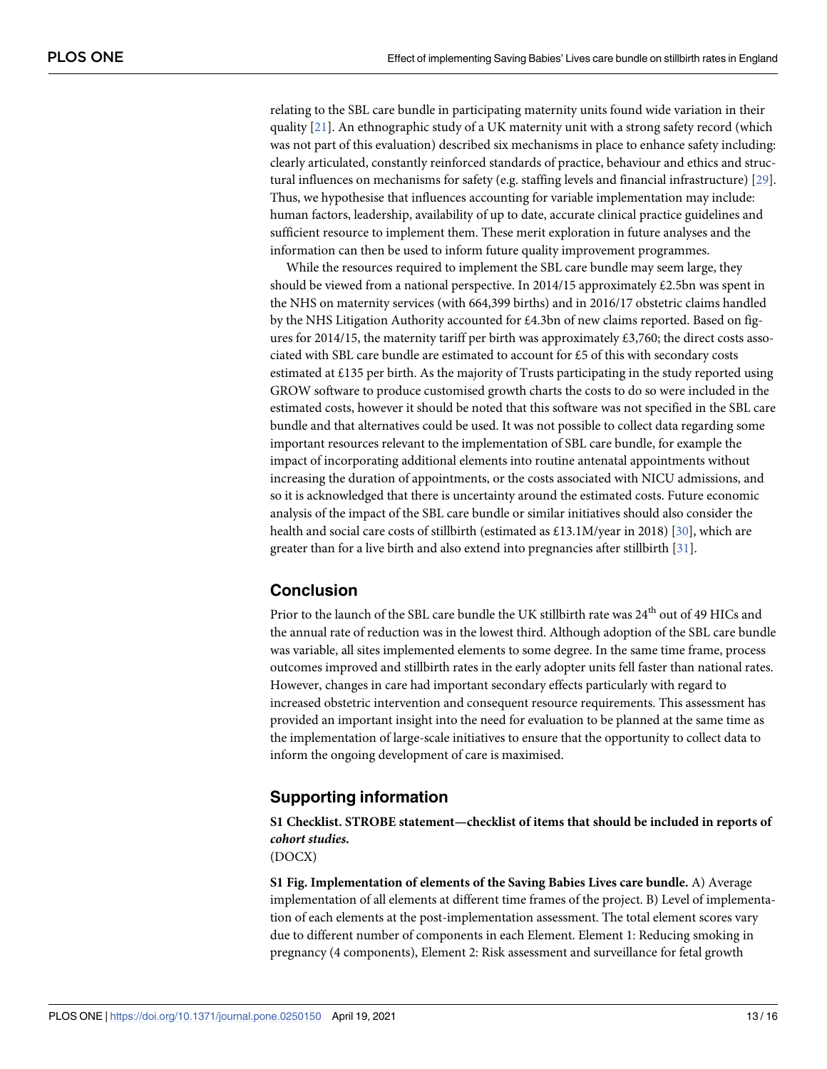relating to the SBL care bundle in participating maternity units found wide variation in their quality [21]. An ethnographic study of a UK maternity unit with a strong safety record (which was not part of this evaluation) described six mechanisms in place to enhance safety including: clearly articulated, constantly reinforced standards of practice, behaviour and ethics and structural influences on mechanisms for safety (e.g. staffing levels and financial infrastructure) [29]. Thus, we hypothesise that influences accounting for variable implementation may include: human factors, leadership, availability of up to date, accurate clinical practice guidelines and sufficient resource to implement them. These merit exploration in future analyses and the information can then be used to inform future quality improvement programmes.

While the resources required to implement the SBL care bundle may seem large, they should be viewed from a national perspective. In 2014/15 approximately £2.5bn was spent in the NHS on maternity services (with 664,399 births) and in 2016/17 obstetric claims handled by the NHS Litigation Authority accounted for £4.3bn of new claims reported. Based on figures for 2014/15, the maternity tariff per birth was approximately £3,760; the direct costs associated with SBL care bundle are estimated to account for £5 of this with secondary costs estimated at £135 per birth. As the majority of Trusts participating in the study reported using GROW software to produce customised growth charts the costs to do so were included in the estimated costs, however it should be noted that this software was not specified in the SBL care bundle and that alternatives could be used. It was not possible to collect data regarding some important resources relevant to the implementation of SBL care bundle, for example the impact of incorporating additional elements into routine antenatal appointments without increasing the duration of appointments, or the costs associated with NICU admissions, and so it is acknowledged that there is uncertainty around the estimated costs. Future economic analysis of the impact of the SBL care bundle or similar initiatives should also consider the health and social care costs of stillbirth (estimated as £13.1M/year in 2018) [30], which are greater than for a live birth and also extend into pregnancies after stillbirth [31].

## Conclusion

Prior to the launch of the SBL care bundle the UK stillbirth rate was 24th out of 49 HICs and the annual rate of reduction was in the lowest third. Although adoption of the SBL care bundle was variable, all sites implemented elements to some degree. In the same time frame, process outcomes improved and stillbirth rates in the early adopter units fell faster than national rates. However, changes in care had important secondary effects particularly with regard to increased obstetric intervention and consequent resource requirements. This assessment has provided an important insight into the need for evaluation to be planned at the same time as the implementation of large-scale initiatives to ensure that the opportunity to collect data to inform the ongoing development of care is maximised.

## Supporting information

**S1 Checklist. STROBE statement—checklist of items that should be included in reports of *cohort studies*.**
(DOCX)

**S1 Fig. Implementation of elements of the Saving Babies Lives care bundle.** A) Average implementation of all elements at different time frames of the project. B) Level of implementation of each elements at the post-implementation assessment. The total element scores vary due to different number of components in each Element. Element 1: Reducing smoking in pregnancy (4 components), Element 2: Risk assessment and surveillance for fetal growth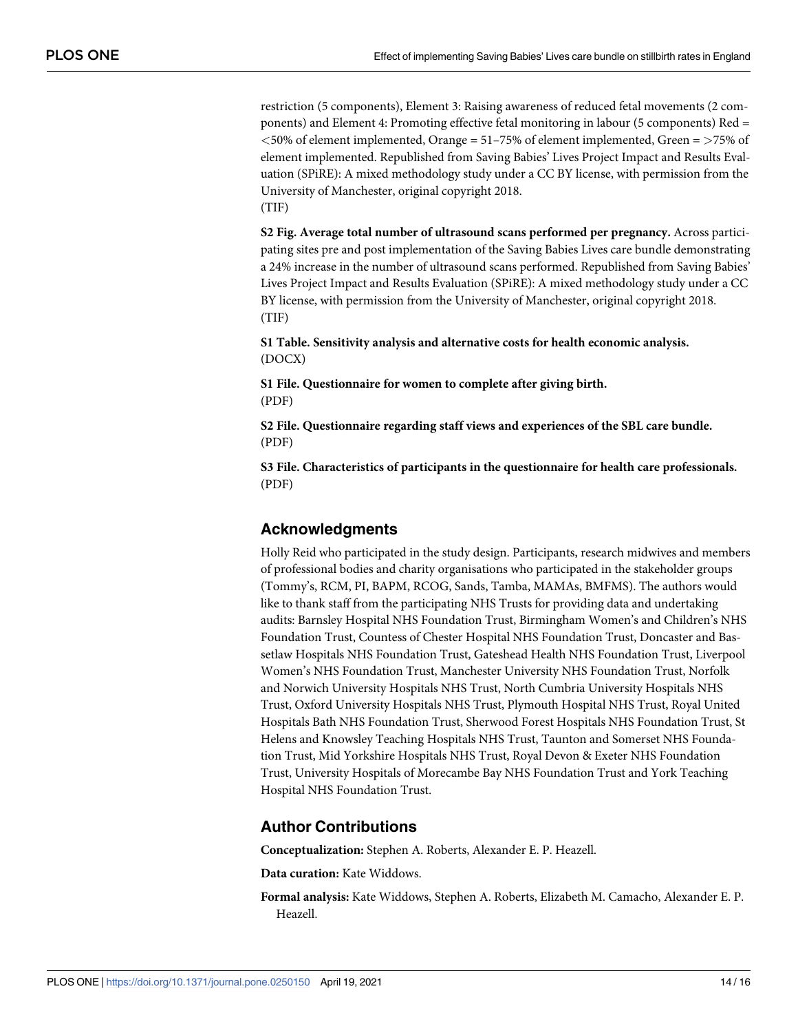restriction (5 components), Element 3: Raising awareness of reduced fetal movements (2 components) and Element 4: Promoting effective fetal monitoring in labour (5 components) Red = <50% of element implemented, Orange = 51–75% of element implemented, Green = >75% of element implemented. Republished from Saving Babies' Lives Project Impact and Results Evaluation (SPiRE): A mixed methodology study under a CC BY license, with permission from the University of Manchester, original copyright 2018.
(TIF)

**S2 Fig. Average total number of ultrasound scans performed per pregnancy.** Across participating sites pre and post implementation of the Saving Babies Lives care bundle demonstrating a 24% increase in the number of ultrasound scans performed. Republished from Saving Babies' Lives Project Impact and Results Evaluation (SPiRE): A mixed methodology study under a CC BY license, with permission from the University of Manchester, original copyright 2018.
(TIF)

**S1 Table. Sensitivity analysis and alternative costs for health economic analysis.**
(DOCX)

**S1 File. Questionnaire for women to complete after giving birth.**
(PDF)

**S2 File. Questionnaire regarding staff views and experiences of the SBL care bundle.**
(PDF)

**S3 File. Characteristics of participants in the questionnaire for health care professionals.**
(PDF)

## Acknowledgments

Holly Reid who participated in the study design. Participants, research midwives and members of professional bodies and charity organisations who participated in the stakeholder groups (Tommy's, RCM, PI, BAPM, RCOG, Sands, Tamba, MAMAs, BMFMS). The authors would like to thank staff from the participating NHS Trusts for providing data and undertaking audits: Barnsley Hospital NHS Foundation Trust, Birmingham Women's and Children's NHS Foundation Trust, Countess of Chester Hospital NHS Foundation Trust, Doncaster and Bassetlaw Hospitals NHS Foundation Trust, Gateshead Health NHS Foundation Trust, Liverpool Women's NHS Foundation Trust, Manchester University NHS Foundation Trust, Norfolk and Norwich University Hospitals NHS Trust, North Cumbria University Hospitals NHS Trust, Oxford University Hospitals NHS Trust, Plymouth Hospital NHS Trust, Royal United Hospitals Bath NHS Foundation Trust, Sherwood Forest Hospitals NHS Foundation Trust, St Helens and Knowsley Teaching Hospitals NHS Trust, Taunton and Somerset NHS Foundation Trust, Mid Yorkshire Hospitals NHS Trust, Royal Devon & Exeter NHS Foundation Trust, University Hospitals of Morecambe Bay NHS Foundation Trust and York Teaching Hospital NHS Foundation Trust.

## Author Contributions

**Conceptualization:** Stephen A. Roberts, Alexander E. P. Heazell.

**Data curation:** Kate Widdows.

**Formal analysis:** Kate Widdows, Stephen A. Roberts, Elizabeth M. Camacho, Alexander E. P. Heazell.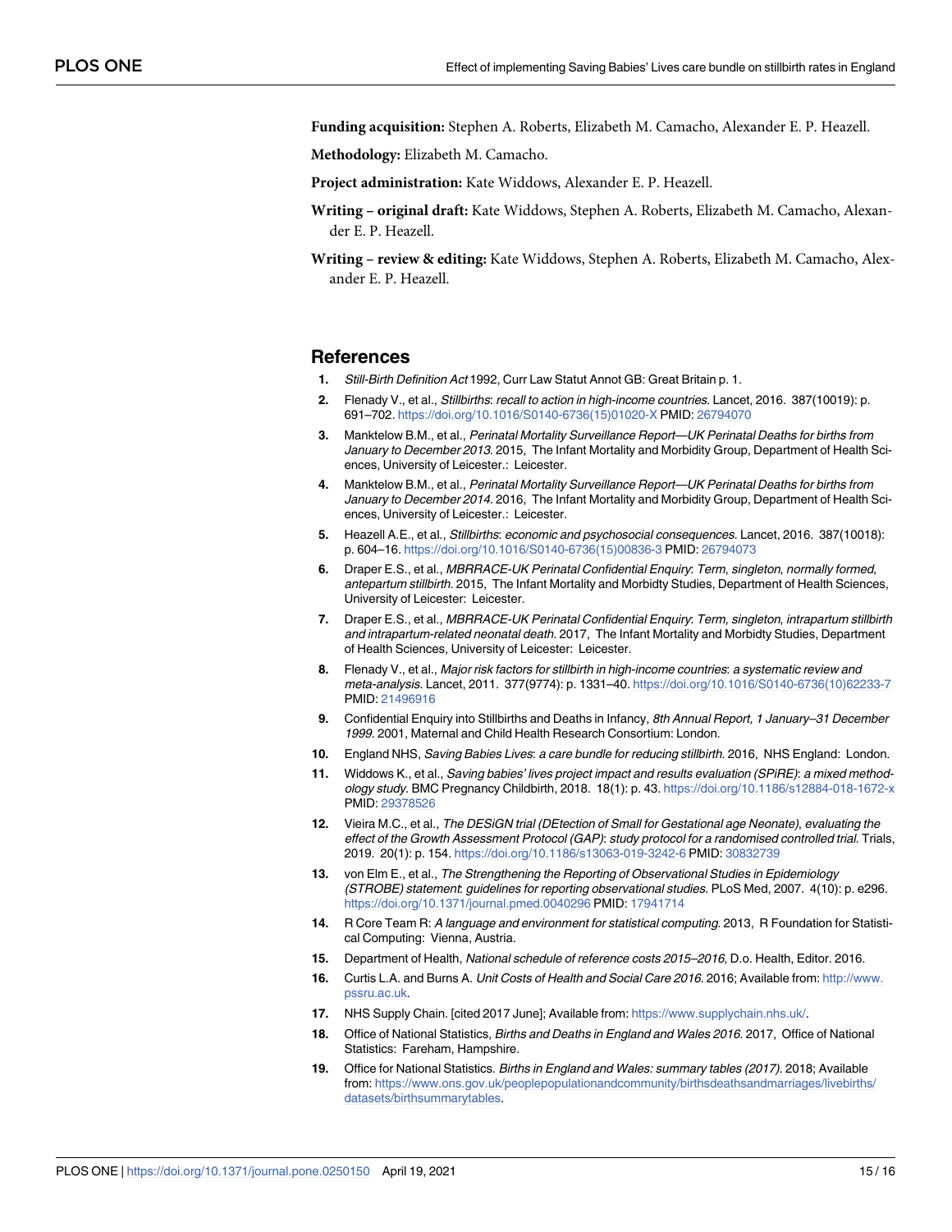**Funding acquisition:** Stephen A. Roberts, Elizabeth M. Camacho, Alexander E. P. Heazell.

**Methodology:** Elizabeth M. Camacho.

**Project administration:** Kate Widdows, Alexander E. P. Heazell.

**Writing – original draft:** Kate Widdows, Stephen A. Roberts, Elizabeth M. Camacho, Alexander E. P. Heazell.

**Writing – review & editing:** Kate Widdows, Stephen A. Roberts, Elizabeth M. Camacho, Alexander E. P. Heazell.

## References

1. *Still-Birth Definition Act* 1992, Curr Law Statut Annot GB: Great Britain p. 1.
2. Flenady V., et al., *Stillbirths: recall to action in high-income countries*. Lancet, 2016. 387(10019): p. 691–702. https://doi.org/10.1016/S0140-6736(15)01020-X PMID: 26794070
3. Manktelow B.M., et al., *Perinatal Mortality Surveillance Report—UK Perinatal Deaths for births from January to December 2013*. 2015, The Infant Mortality and Morbidity Group, Department of Health Sciences, University of Leicester.: Leicester.
4. Manktelow B.M., et al., *Perinatal Mortality Surveillance Report—UK Perinatal Deaths for births from January to December 2014*. 2016, The Infant Mortality and Morbidity Group, Department of Health Sciences, University of Leicester.: Leicester.
5. Heazell A.E., et al., *Stillbirths: economic and psychosocial consequences*. Lancet, 2016. 387(10018): p. 604–16. https://doi.org/10.1016/S0140-6736(15)00836-3 PMID: 26794073
6. Draper E.S., et al., *MBRRACE-UK Perinatal Confidential Enquiry: Term, singleton, normally formed, antepartum stillbirth*. 2015, The Infant Mortality and Morbidty Studies, Department of Health Sciences, University of Leicester: Leicester.
7. Draper E.S., et al., *MBRRACE-UK Perinatal Confidential Enquiry: Term, singleton, intrapartum stillbirth and intrapartum-related neonatal death*. 2017, The Infant Mortality and Morbidty Studies, Department of Health Sciences, University of Leicester: Leicester.
8. Flenady V., et al., *Major risk factors for stillbirth in high-income countries: a systematic review and meta-analysis*. Lancet, 2011. 377(9774): p. 1331–40. https://doi.org/10.1016/S0140-6736(10)62233-7 PMID: 21496916
9. Confidential Enquiry into Stillbirths and Deaths in Infancy, *8th Annual Report, 1 January–31 December 1999*. 2001, Maternal and Child Health Research Consortium: London.
10. England NHS, *Saving Babies Lives: a care bundle for reducing stillbirth*. 2016, NHS England: London.
11. Widdows K., et al., *Saving babies' lives project impact and results evaluation (SPiRE): a mixed methodology study*. BMC Pregnancy Childbirth, 2018. 18(1): p. 43. https://doi.org/10.1186/s12884-018-1672-x PMID: 29378526
12. Vieira M.C., et al., *The DESiGN trial (DEtection of Small for Gestational age Neonate), evaluating the effect of the Growth Assessment Protocol (GAP): study protocol for a randomised controlled trial*. Trials, 2019. 20(1): p. 154. https://doi.org/10.1186/s13063-019-3242-6 PMID: 30832739
13. von Elm E., et al., *The Strengthening the Reporting of Observational Studies in Epidemiology (STROBE) statement: guidelines for reporting observational studies*. PLoS Med, 2007. 4(10): p. e296. https://doi.org/10.1371/journal.pmed.0040296 PMID: 17941714
14. R Core Team R: *A language and environment for statistical computing*. 2013, R Foundation for Statistical Computing: Vienna, Austria.
15. Department of Health, *National schedule of reference costs 2015–2016*, D.o. Health, Editor. 2016.
16. Curtis L.A. and Burns A. *Unit Costs of Health and Social Care 2016*. 2016; Available from: http://www.pssru.ac.uk.
17. NHS Supply Chain. [cited 2017 June]; Available from: https://www.supplychain.nhs.uk/.
18. Office of National Statistics, *Births and Deaths in England and Wales 2016*. 2017, Office of National Statistics: Fareham, Hampshire.
19. Office for National Statistics. *Births in England and Wales: summary tables (2017)*. 2018; Available from: https://www.ons.gov.uk/peoplepopulationandcommunity/birthsdeathsandmarriages/livebirths/datasets/birthsummarytables.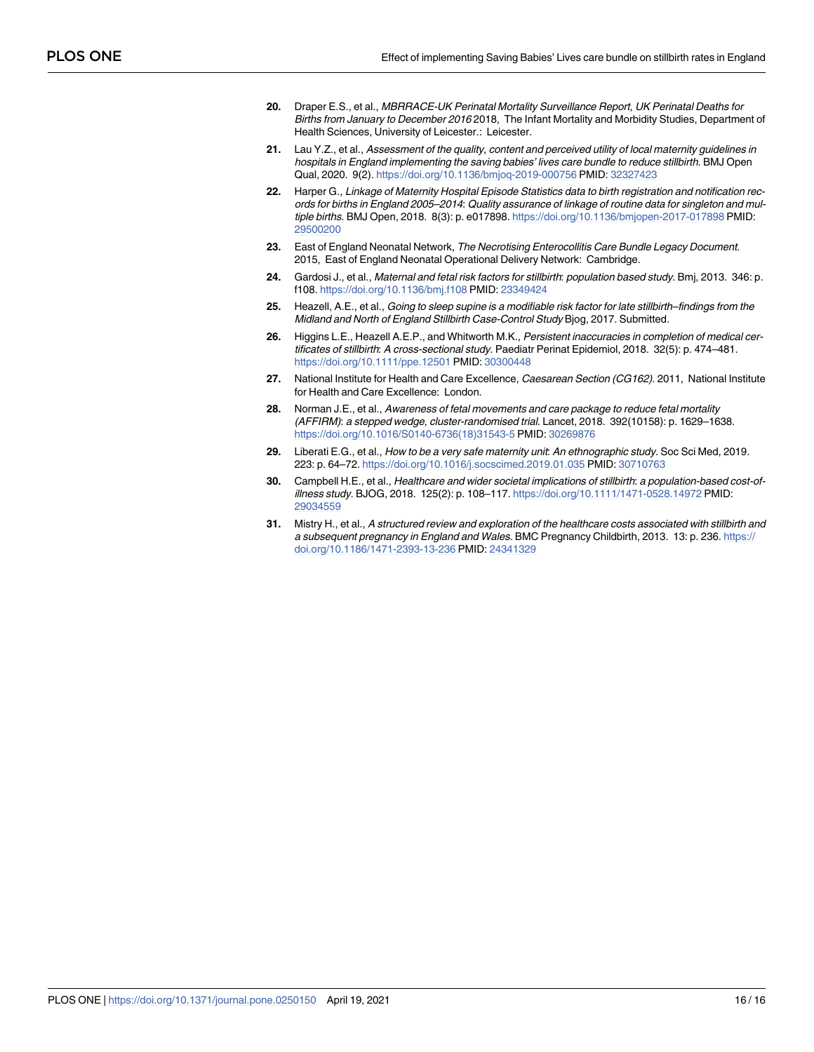20. Draper E.S., et al., *MBRRACE-UK Perinatal Mortality Surveillance Report, UK Perinatal Deaths for Births from January to December 2016* 2018, The Infant Mortality and Morbidity Studies, Department of Health Sciences, University of Leicester.: Leicester.

21. Lau Y.Z., et al., *Assessment of the quality, content and perceived utility of local maternity guidelines in hospitals in England implementing the saving babies' lives care bundle to reduce stillbirth*. BMJ Open Qual, 2020. 9(2). https://doi.org/10.1136/bmjoq-2019-000756 PMID: 32327423

22. Harper G., *Linkage of Maternity Hospital Episode Statistics data to birth registration and notification records for births in England 2005–2014: Quality assurance of linkage of routine data for singleton and multiple births*. BMJ Open, 2018. 8(3): p. e017898. https://doi.org/10.1136/bmjopen-2017-017898 PMID: 29500200

23. East of England Neonatal Network, *The Necrotising Enterocollitis Care Bundle Legacy Document*. 2015, East of England Neonatal Operational Delivery Network: Cambridge.

24. Gardosi J., et al., *Maternal and fetal risk factors for stillbirth: population based study*. Bmj, 2013. 346: p. f108. https://doi.org/10.1136/bmj.f108 PMID: 23349424

25. Heazell, A.E., et al., *Going to sleep supine is a modifiable risk factor for late stillbirth–findings from the Midland and North of England Stillbirth Case-Control Study* Bjog, 2017. Submitted.

26. Higgins L.E., Heazell A.E.P., and Whitworth M.K., *Persistent inaccuracies in completion of medical certificates of stillbirth: A cross-sectional study*. Paediatr Perinat Epidemiol, 2018. 32(5): p. 474–481. https://doi.org/10.1111/ppe.12501 PMID: 30300448

27. National Institute for Health and Care Excellence, *Caesarean Section (CG162)*. 2011, National Institute for Health and Care Excellence: London.

28. Norman J.E., et al., *Awareness of fetal movements and care package to reduce fetal mortality (AFFIRM): a stepped wedge, cluster-randomised trial*. Lancet, 2018. 392(10158): p. 1629–1638. https://doi.org/10.1016/S0140-6736(18)31543-5 PMID: 30269876

29. Liberati E.G., et al., *How to be a very safe maternity unit: An ethnographic study*. Soc Sci Med, 2019. 223: p. 64–72. https://doi.org/10.1016/j.socscimed.2019.01.035 PMID: 30710763

30. Campbell H.E., et al., *Healthcare and wider societal implications of stillbirth: a population-based cost-of-illness study*. BJOG, 2018. 125(2): p. 108–117. https://doi.org/10.1111/1471-0528.14972 PMID: 29034559

31. Mistry H., et al., *A structured review and exploration of the healthcare costs associated with stillbirth and a subsequent pregnancy in England and Wales*. BMC Pregnancy Childbirth, 2013. 13: p. 236. https://doi.org/10.1186/1471-2393-13-236 PMID: 24341329